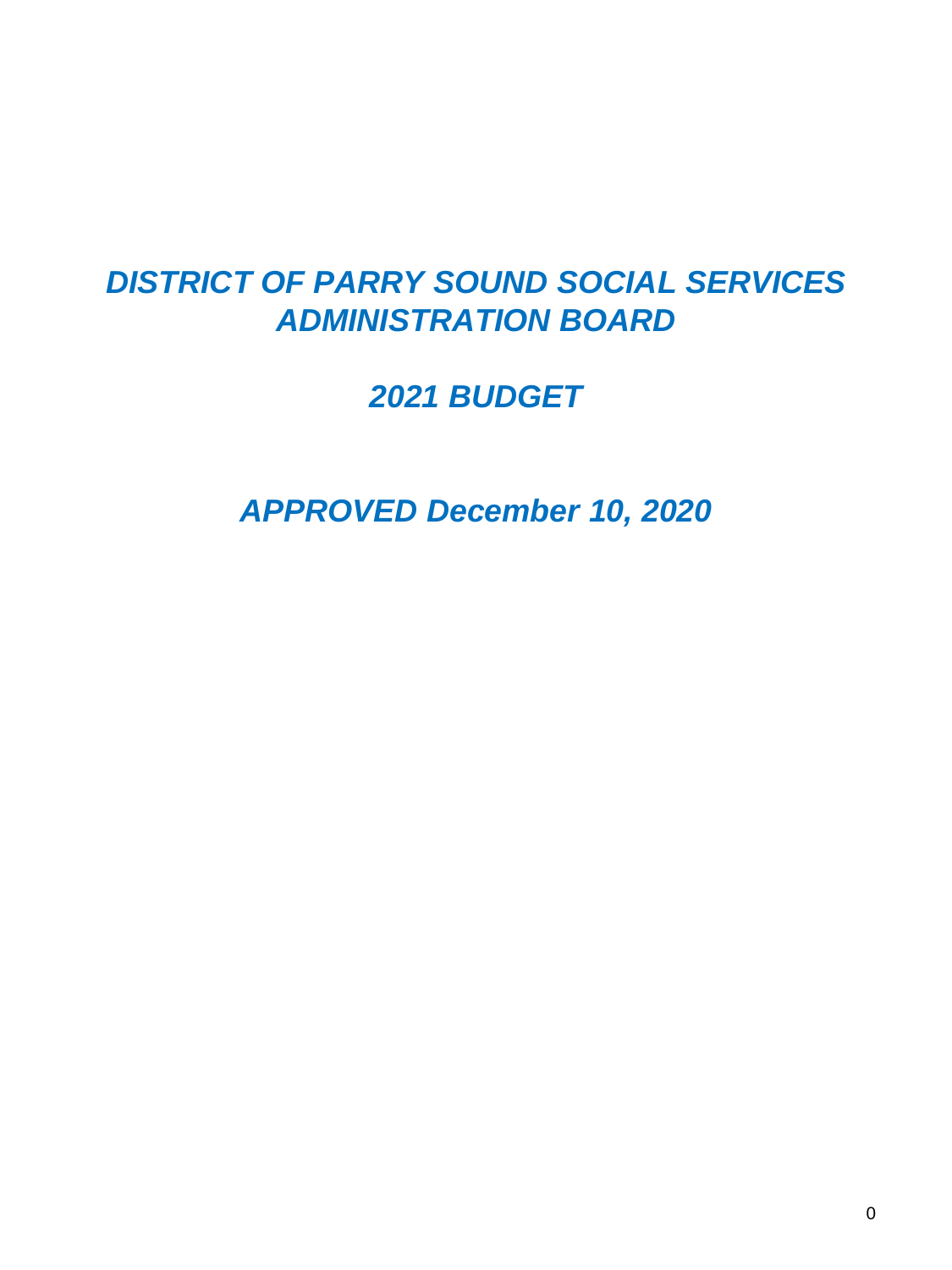# *DISTRICT OF PARRY SOUND SOCIAL SERVICES ADMINISTRATION BOARD*

## *2021 BUDGET*

## *APPROVED December 10, 2020*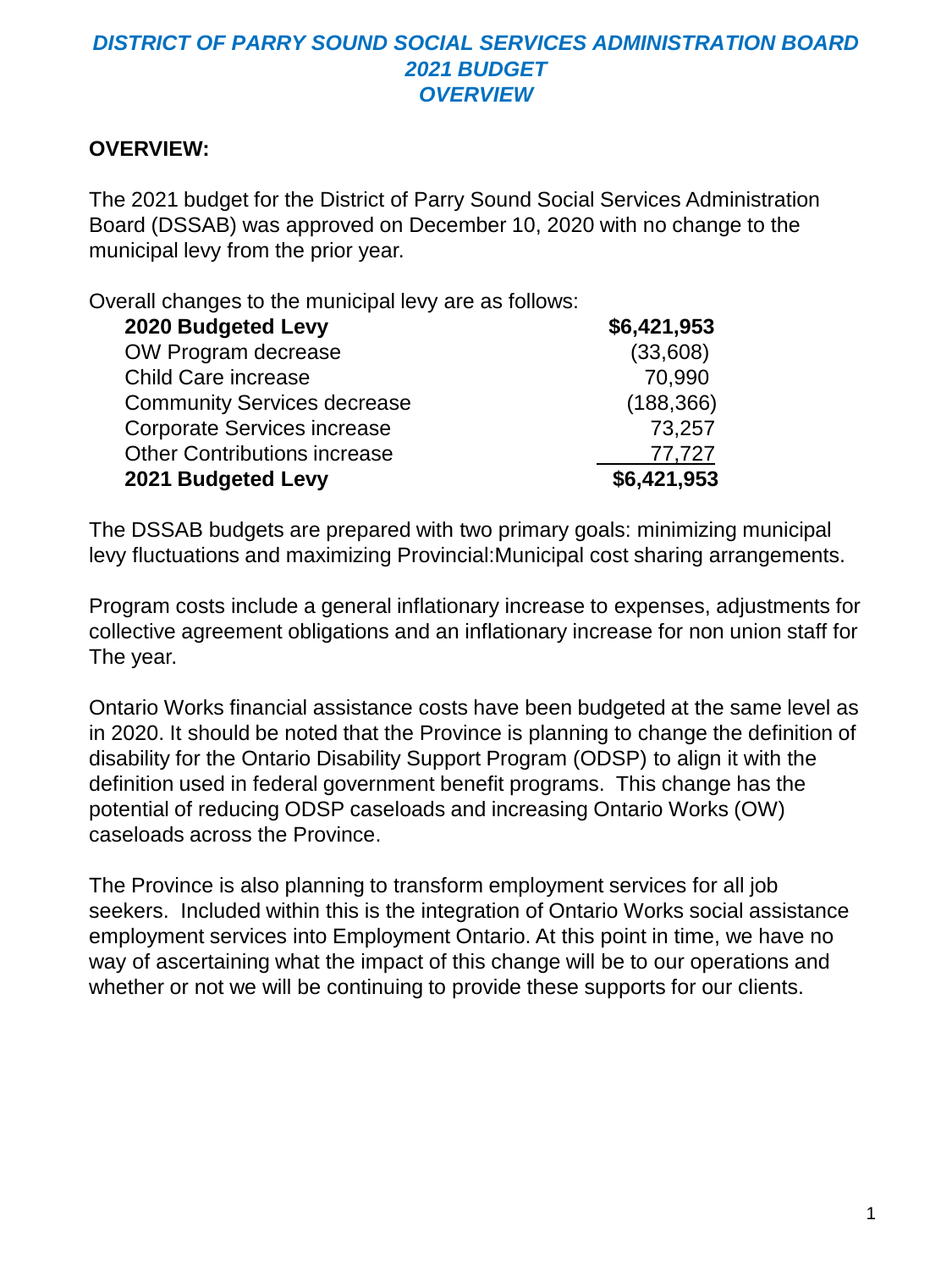# *DISTRICT OF PARRY SOUND SOCIAL SERVICES ADMINISTRATION BOARD 2021 BUDGET OVERVIEW*

## OVERVIEW:

The 2021 budget for the District of Parry Sound Social Services Administration Board (DSSAB) was approved on December 10, 2020 with no change to the municipal levy from the prior year.

Overall changes to the municipal levy are as follows:

| | |
|---|---|
| **2020 Budgeted Levy** | **$6,421,953** |
| OW Program decrease | (33,608) |
| Child Care increase | 70,990 |
| Community Services decrease | (188,366) |
| Corporate Services increase | 73,257 |
| Other Contributions increase | 77,727 |
| **2021 Budgeted Levy** | **$6,421,953** |

The DSSAB budgets are prepared with two primary goals: minimizing municipal levy fluctuations and maximizing Provincial:Municipal cost sharing arrangements.

Program costs include a general inflationary increase to expenses, adjustments for collective agreement obligations and an inflationary increase for non union staff for The year.

Ontario Works financial assistance costs have been budgeted at the same level as in 2020. It should be noted that the Province is planning to change the definition of disability for the Ontario Disability Support Program (ODSP) to align it with the definition used in federal government benefit programs. This change has the potential of reducing ODSP caseloads and increasing Ontario Works (OW) caseloads across the Province.

The Province is also planning to transform employment services for all job seekers. Included within this is the integration of Ontario Works social assistance employment services into Employment Ontario. At this point in time, we have no way of ascertaining what the impact of this change will be to our operations and whether or not we will be continuing to provide these supports for our clients.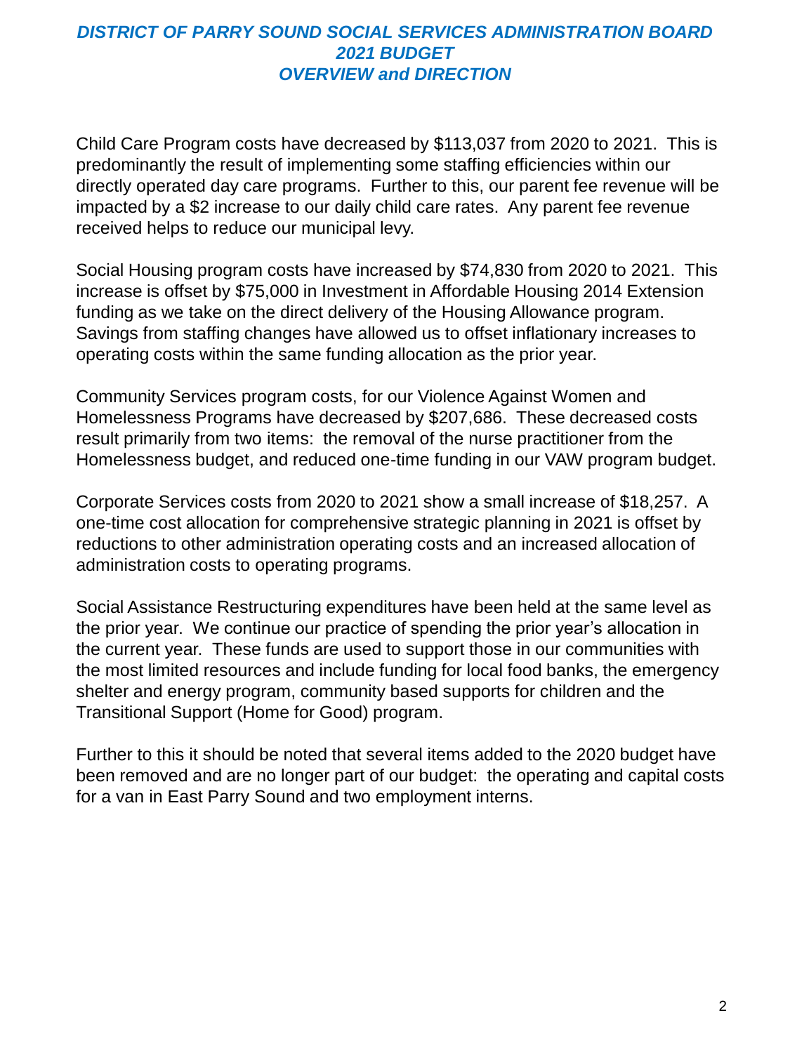# *DISTRICT OF PARRY SOUND SOCIAL SERVICES ADMINISTRATION BOARD 2021 BUDGET OVERVIEW and DIRECTION*

Child Care Program costs have decreased by $113,037 from 2020 to 2021. This is predominantly the result of implementing some staffing efficiencies within our directly operated day care programs. Further to this, our parent fee revenue will be impacted by a $2 increase to our daily child care rates. Any parent fee revenue received helps to reduce our municipal levy.

Social Housing program costs have increased by $74,830 from 2020 to 2021. This increase is offset by $75,000 in Investment in Affordable Housing 2014 Extension funding as we take on the direct delivery of the Housing Allowance program. Savings from staffing changes have allowed us to offset inflationary increases to operating costs within the same funding allocation as the prior year.

Community Services program costs, for our Violence Against Women and Homelessness Programs have decreased by $207,686. These decreased costs result primarily from two items: the removal of the nurse practitioner from the Homelessness budget, and reduced one-time funding in our VAW program budget.

Corporate Services costs from 2020 to 2021 show a small increase of $18,257. A one-time cost allocation for comprehensive strategic planning in 2021 is offset by reductions to other administration operating costs and an increased allocation of administration costs to operating programs.

Social Assistance Restructuring expenditures have been held at the same level as the prior year. We continue our practice of spending the prior year's allocation in the current year. These funds are used to support those in our communities with the most limited resources and include funding for local food banks, the emergency shelter and energy program, community based supports for children and the Transitional Support (Home for Good) program.

Further to this it should be noted that several items added to the 2020 budget have been removed and are no longer part of our budget: the operating and capital costs for a van in East Parry Sound and two employment interns.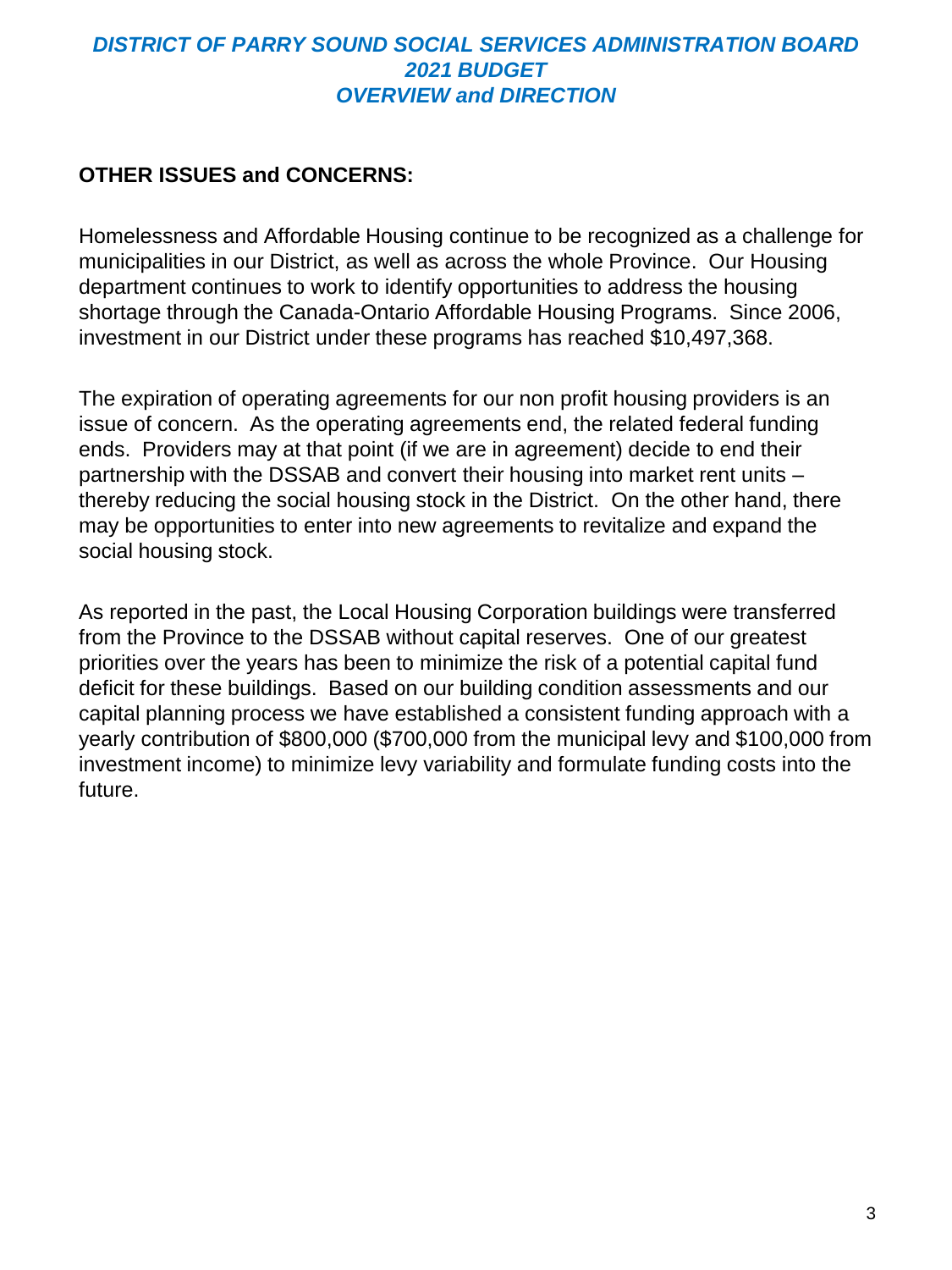## OTHER ISSUES and CONCERNS:

Homelessness and Affordable Housing continue to be recognized as a challenge for municipalities in our District, as well as across the whole Province. Our Housing department continues to work to identify opportunities to address the housing shortage through the Canada-Ontario Affordable Housing Programs. Since 2006, investment in our District under these programs has reached $10,497,368.

The expiration of operating agreements for our non profit housing providers is an issue of concern. As the operating agreements end, the related federal funding ends. Providers may at that point (if we are in agreement) decide to end their partnership with the DSSAB and convert their housing into market rent units – thereby reducing the social housing stock in the District. On the other hand, there may be opportunities to enter into new agreements to revitalize and expand the social housing stock.

As reported in the past, the Local Housing Corporation buildings were transferred from the Province to the DSSAB without capital reserves. One of our greatest priorities over the years has been to minimize the risk of a potential capital fund deficit for these buildings. Based on our building condition assessments and our capital planning process we have established a consistent funding approach with a yearly contribution of $800,000 ($700,000 from the municipal levy and $100,000 from investment income) to minimize levy variability and formulate funding costs into the future.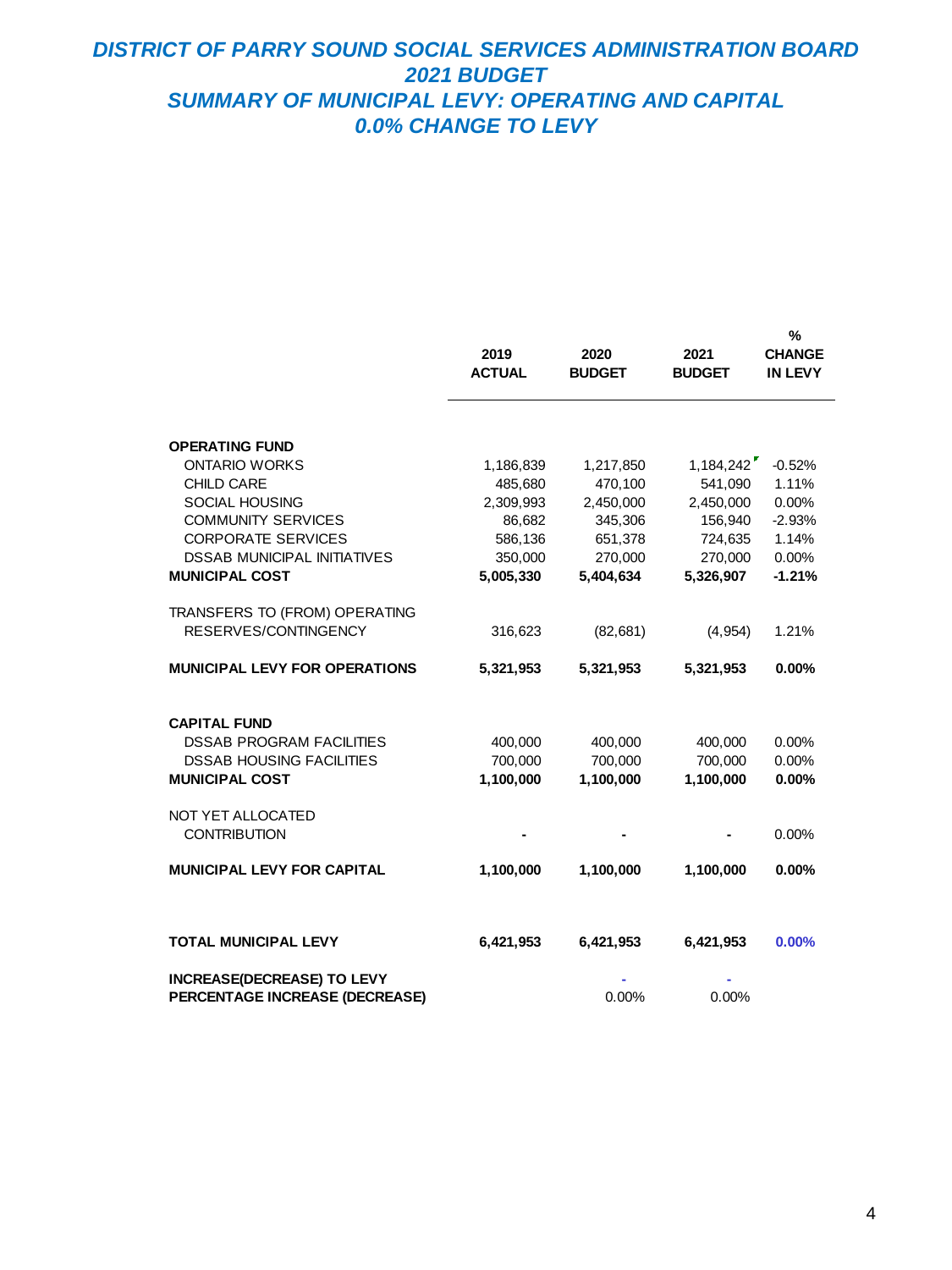# DISTRICT OF PARRY SOUND SOCIAL SERVICES ADMINISTRATION BOARD
## 2021 BUDGET
## SUMMARY OF MUNICIPAL LEVY: OPERATING AND CAPITAL
## 0.0% CHANGE TO LEVY

| | 2019 ACTUAL | 2020 BUDGET | 2021 BUDGET | % CHANGE IN LEVY |
|---|---|---|---|---|
| **OPERATING FUND** | | | | |
| ONTARIO WORKS | 1,186,839 | 1,217,850 | 1,184,242 | -0.52% |
| CHILD CARE | 485,680 | 470,100 | 541,090 | 1.11% |
| SOCIAL HOUSING | 2,309,993 | 2,450,000 | 2,450,000 | 0.00% |
| COMMUNITY SERVICES | 86,682 | 345,306 | 156,940 | -2.93% |
| CORPORATE SERVICES | 586,136 | 651,378 | 724,635 | 1.14% |
| DSSAB MUNICIPAL INITIATIVES | 350,000 | 270,000 | 270,000 | 0.00% |
| **MUNICIPAL COST** | **5,005,330** | **5,404,634** | **5,326,907** | **-1.21%** |
| TRANSFERS TO (FROM) OPERATING RESERVES/CONTINGENCY | 316,623 | (82,681) | (4,954) | 1.21% |
| **MUNICIPAL LEVY FOR OPERATIONS** | **5,321,953** | **5,321,953** | **5,321,953** | **0.00%** |
| **CAPITAL FUND** | | | | |
| DSSAB PROGRAM FACILITIES | 400,000 | 400,000 | 400,000 | 0.00% |
| DSSAB HOUSING FACILITIES | 700,000 | 700,000 | 700,000 | 0.00% |
| **MUNICIPAL COST** | **1,100,000** | **1,100,000** | **1,100,000** | **0.00%** |
| NOT YET ALLOCATED CONTRIBUTION | - | - | - | 0.00% |
| **MUNICIPAL LEVY FOR CAPITAL** | **1,100,000** | **1,100,000** | **1,100,000** | **0.00%** |
| **TOTAL MUNICIPAL LEVY** | **6,421,953** | **6,421,953** | **6,421,953** | **0.00%** |
| **INCREASE(DECREASE) TO LEVY** | | - | - | |
| **PERCENTAGE INCREASE (DECREASE)** | | 0.00% | 0.00% | |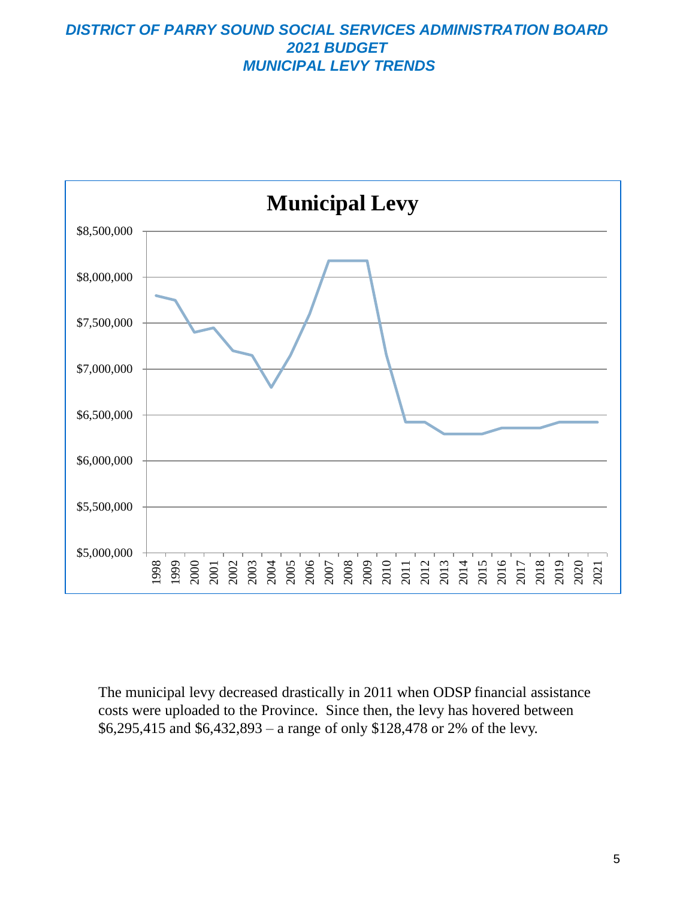# DISTRICT OF PARRY SOUND SOCIAL SERVICES ADMINISTRATION BOARD
# 2021 BUDGET
# MUNICIPAL LEVY TRENDS

**Municipal Levy**

The municipal levy decreased drastically in 2011 when ODSP financial assistance costs were uploaded to the Province. Since then, the levy has hovered between $6,295,415 and $6,432,893 – a range of only $128,478 or 2% of the levy.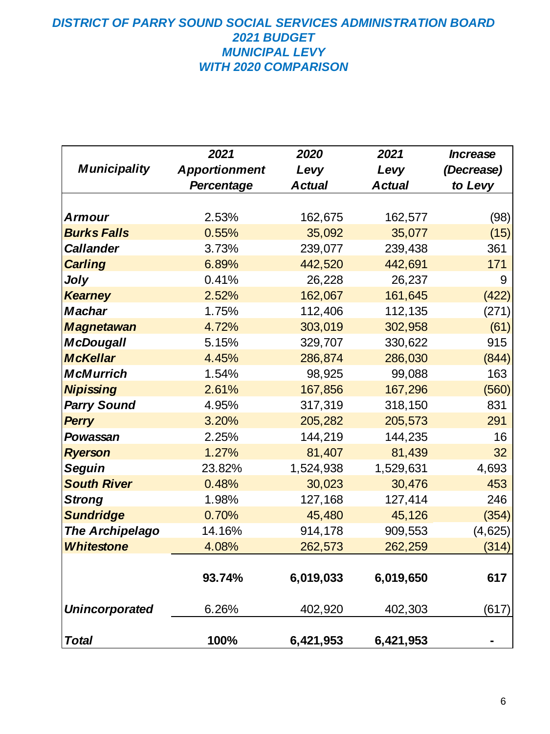# DISTRICT OF PARRY SOUND SOCIAL SERVICES ADMINISTRATION BOARD
## 2021 BUDGET
## MUNICIPAL LEVY
## WITH 2020 COMPARISON

| Municipality | 2021 Apportionment Percentage | 2020 Levy Actual | 2021 Levy Actual | Increase (Decrease) to Levy |
|---|---|---|---|---|
| Armour | 2.53% | 162,675 | 162,577 | (98) |
| Burks Falls | 0.55% | 35,092 | 35,077 | (15) |
| Callander | 3.73% | 239,077 | 239,438 | 361 |
| Carling | 6.89% | 442,520 | 442,691 | 171 |
| Joly | 0.41% | 26,228 | 26,237 | 9 |
| Kearney | 2.52% | 162,067 | 161,645 | (422) |
| Machar | 1.75% | 112,406 | 112,135 | (271) |
| Magnetawan | 4.72% | 303,019 | 302,958 | (61) |
| McDougall | 5.15% | 329,707 | 330,622 | 915 |
| McKellar | 4.45% | 286,874 | 286,030 | (844) |
| McMurrich | 1.54% | 98,925 | 99,088 | 163 |
| Nipissing | 2.61% | 167,856 | 167,296 | (560) |
| Parry Sound | 4.95% | 317,319 | 318,150 | 831 |
| Perry | 3.20% | 205,282 | 205,573 | 291 |
| Powassan | 2.25% | 144,219 | 144,235 | 16 |
| Ryerson | 1.27% | 81,407 | 81,439 | 32 |
| Seguin | 23.82% | 1,524,938 | 1,529,631 | 4,693 |
| South River | 0.48% | 30,023 | 30,476 | 453 |
| Strong | 1.98% | 127,168 | 127,414 | 246 |
| Sundridge | 0.70% | 45,480 | 45,126 | (354) |
| The Archipelago | 14.16% | 914,178 | 909,553 | (4,625) |
| Whitestone | 4.08% | 262,573 | 262,259 | (314) |
| | **93.74%** | **6,019,033** | **6,019,650** | **617** |
| Unincorporated | 6.26% | 402,920 | 402,303 | (617) |
| Total | **100%** | **6,421,953** | **6,421,953** | **-** |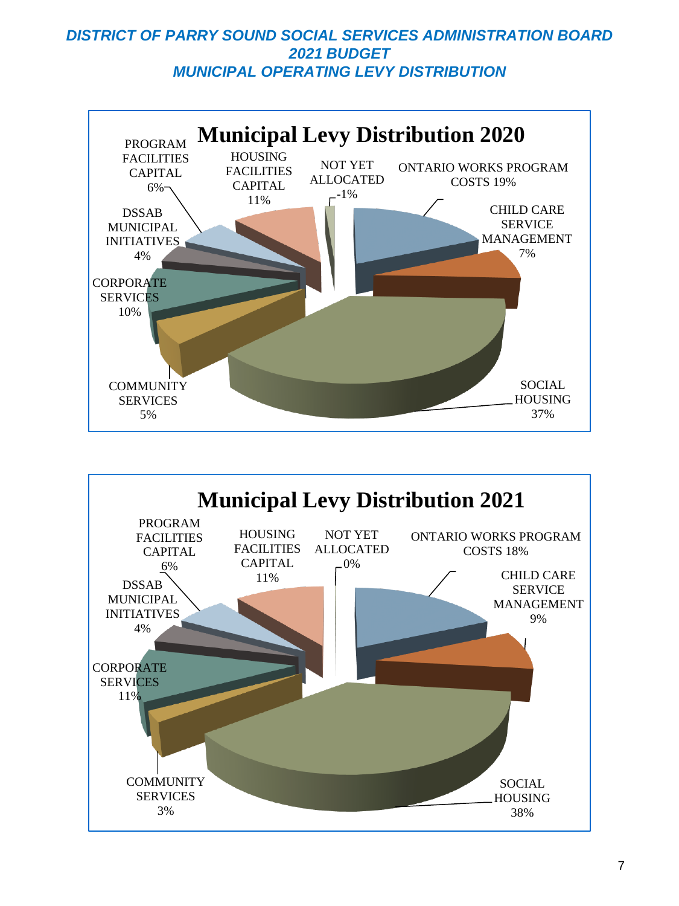# DISTRICT OF PARRY SOUND SOCIAL SERVICES ADMINISTRATION BOARD
## 2021 BUDGET
## MUNICIPAL OPERATING LEVY DISTRIBUTION

### Municipal Levy Distribution 2020

| Category | Percentage |
|---|---|
| ONTARIO WORKS PROGRAM COSTS | 19% |
| CHILD CARE SERVICE MANAGEMENT | 7% |
| SOCIAL HOUSING | 37% |
| COMMUNITY SERVICES | 5% |
| CORPORATE SERVICES | 10% |
| DSSAB MUNICIPAL INITIATIVES | 4% |
| PROGRAM FACILITIES CAPITAL | 6% |
| HOUSING FACILITIES CAPITAL | 11% |
| NOT YET ALLOCATED | -1% |

### Municipal Levy Distribution 2021

| Category | Percentage |
|---|---|
| ONTARIO WORKS PROGRAM COSTS | 18% |
| CHILD CARE SERVICE MANAGEMENT | 9% |
| SOCIAL HOUSING | 38% |
| COMMUNITY SERVICES | 3% |
| CORPORATE SERVICES | 11% |
| DSSAB MUNICIPAL INITIATIVES | 4% |
| PROGRAM FACILITIES CAPITAL | 6% |
| HOUSING FACILITIES CAPITAL | 11% |
| NOT YET ALLOCATED | 0% |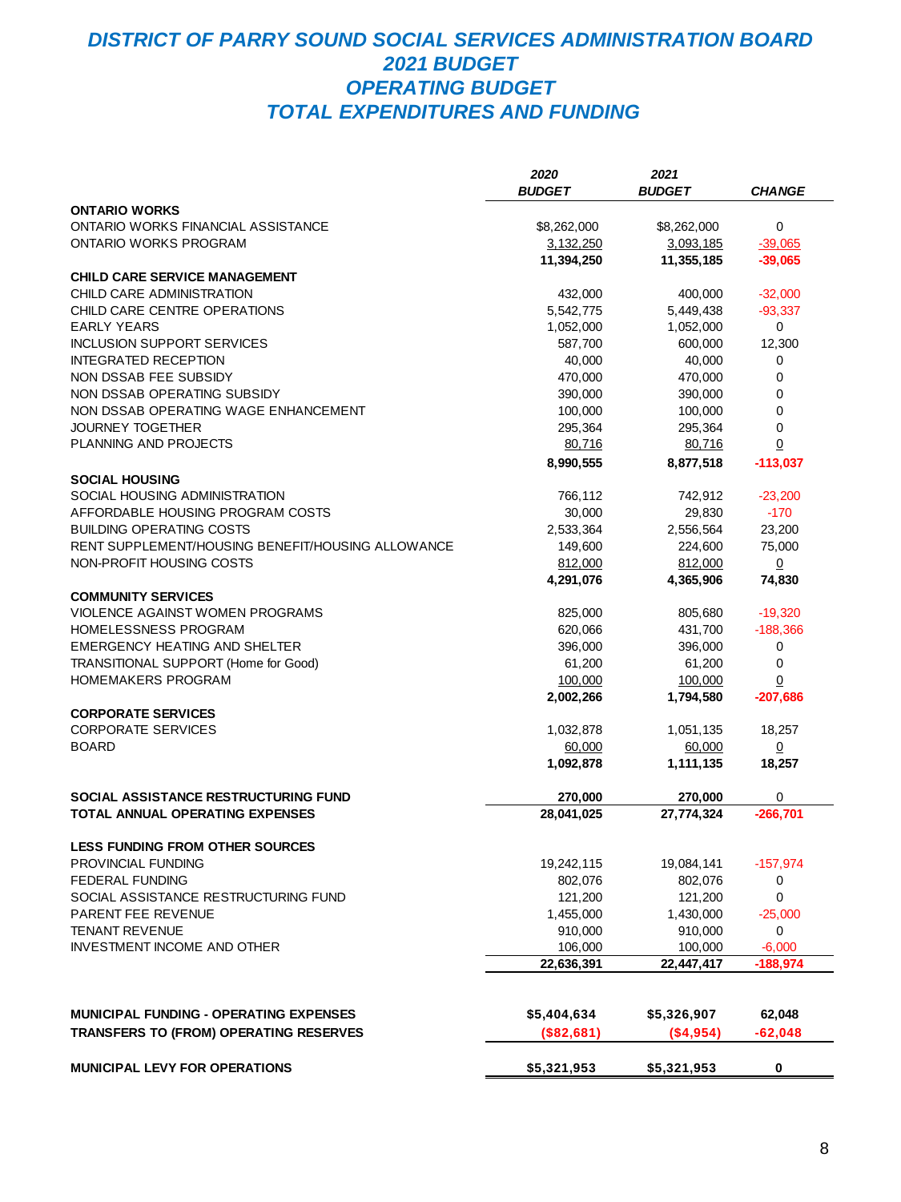# DISTRICT OF PARRY SOUND SOCIAL SERVICES ADMINISTRATION BOARD
# 2021 BUDGET
# OPERATING BUDGET
# TOTAL EXPENDITURES AND FUNDING

| | 2020 BUDGET | 2021 BUDGET | CHANGE |
|---|---|---|---|
| **ONTARIO WORKS** | | | |
| ONTARIO WORKS FINANCIAL ASSISTANCE | $8,262,000 | $8,262,000 | 0 |
| ONTARIO WORKS PROGRAM | 3,132,250 | 3,093,185 | -39,065 |
| | **11,394,250** | **11,355,185** | **-39,065** |
| **CHILD CARE SERVICE MANAGEMENT** | | | |
| CHILD CARE ADMINISTRATION | 432,000 | 400,000 | -32,000 |
| CHILD CARE CENTRE OPERATIONS | 5,542,775 | 5,449,438 | -93,337 |
| EARLY YEARS | 1,052,000 | 1,052,000 | 0 |
| INCLUSION SUPPORT SERVICES | 587,700 | 600,000 | 12,300 |
| INTEGRATED RECEPTION | 40,000 | 40,000 | 0 |
| NON DSSAB FEE SUBSIDY | 470,000 | 470,000 | 0 |
| NON DSSAB OPERATING SUBSIDY | 390,000 | 390,000 | 0 |
| NON DSSAB OPERATING WAGE ENHANCEMENT | 100,000 | 100,000 | 0 |
| JOURNEY TOGETHER | 295,364 | 295,364 | 0 |
| PLANNING AND PROJECTS | 80,716 | 80,716 | 0 |
| | **8,990,555** | **8,877,518** | **-113,037** |
| **SOCIAL HOUSING** | | | |
| SOCIAL HOUSING ADMINISTRATION | 766,112 | 742,912 | -23,200 |
| AFFORDABLE HOUSING PROGRAM COSTS | 30,000 | 29,830 | -170 |
| BUILDING OPERATING COSTS | 2,533,364 | 2,556,564 | 23,200 |
| RENT SUPPLEMENT/HOUSING BENEFIT/HOUSING ALLOWANCE | 149,600 | 224,600 | 75,000 |
| NON-PROFIT HOUSING COSTS | 812,000 | 812,000 | 0 |
| | **4,291,076** | **4,365,906** | **74,830** |
| **COMMUNITY SERVICES** | | | |
| VIOLENCE AGAINST WOMEN PROGRAMS | 825,000 | 805,680 | -19,320 |
| HOMELESSNESS PROGRAM | 620,066 | 431,700 | -188,366 |
| EMERGENCY HEATING AND SHELTER | 396,000 | 396,000 | 0 |
| TRANSITIONAL SUPPORT (Home for Good) | 61,200 | 61,200 | 0 |
| HOMEMAKERS PROGRAM | 100,000 | 100,000 | 0 |
| | **2,002,266** | **1,794,580** | **-207,686** |
| **CORPORATE SERVICES** | | | |
| CORPORATE SERVICES | 1,032,878 | 1,051,135 | 18,257 |
| BOARD | 60,000 | 60,000 | 0 |
| | **1,092,878** | **1,111,135** | **18,257** |
| **SOCIAL ASSISTANCE RESTRUCTURING FUND** | **270,000** | **270,000** | 0 |
| **TOTAL ANNUAL OPERATING EXPENSES** | **28,041,025** | **27,774,324** | **-266,701** |
| **LESS FUNDING FROM OTHER SOURCES** | | | |
| PROVINCIAL FUNDING | 19,242,115 | 19,084,141 | -157,974 |
| FEDERAL FUNDING | 802,076 | 802,076 | 0 |
| SOCIAL ASSISTANCE RESTRUCTURING FUND | 121,200 | 121,200 | 0 |
| PARENT FEE REVENUE | 1,455,000 | 1,430,000 | -25,000 |
| TENANT REVENUE | 910,000 | 910,000 | 0 |
| INVESTMENT INCOME AND OTHER | 106,000 | 100,000 | -6,000 |
| | **22,636,391** | **22,447,417** | **-188,974** |
| **MUNICIPAL FUNDING - OPERATING EXPENSES** | **$5,404,634** | **$5,326,907** | **62,048** |
| **TRANSFERS TO (FROM) OPERATING RESERVES** | **($82,681)** | **($4,954)** | **-62,048** |
| **MUNICIPAL LEVY FOR OPERATIONS** | **$5,321,953** | **$5,321,953** | **0** |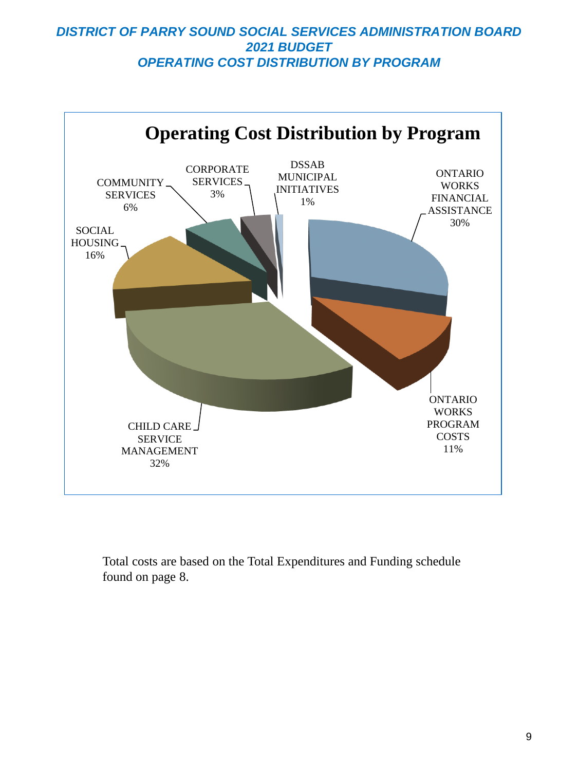# DISTRICT OF PARRY SOUND SOCIAL SERVICES ADMINISTRATION BOARD
## 2021 BUDGET
## OPERATING COST DISTRIBUTION BY PROGRAM

**Operating Cost Distribution by Program**

| Program | Percentage |
|---|---|
| ONTARIO WORKS FINANCIAL ASSISTANCE | 30% |
| ONTARIO WORKS PROGRAM COSTS | 11% |
| CHILD CARE SERVICE MANAGEMENT | 32% |
| SOCIAL HOUSING | 16% |
| COMMUNITY SERVICES | 6% |
| CORPORATE SERVICES | 3% |
| DSSAB MUNICIPAL INITIATIVES | 1% |

Total costs are based on the Total Expenditures and Funding schedule found on page 8.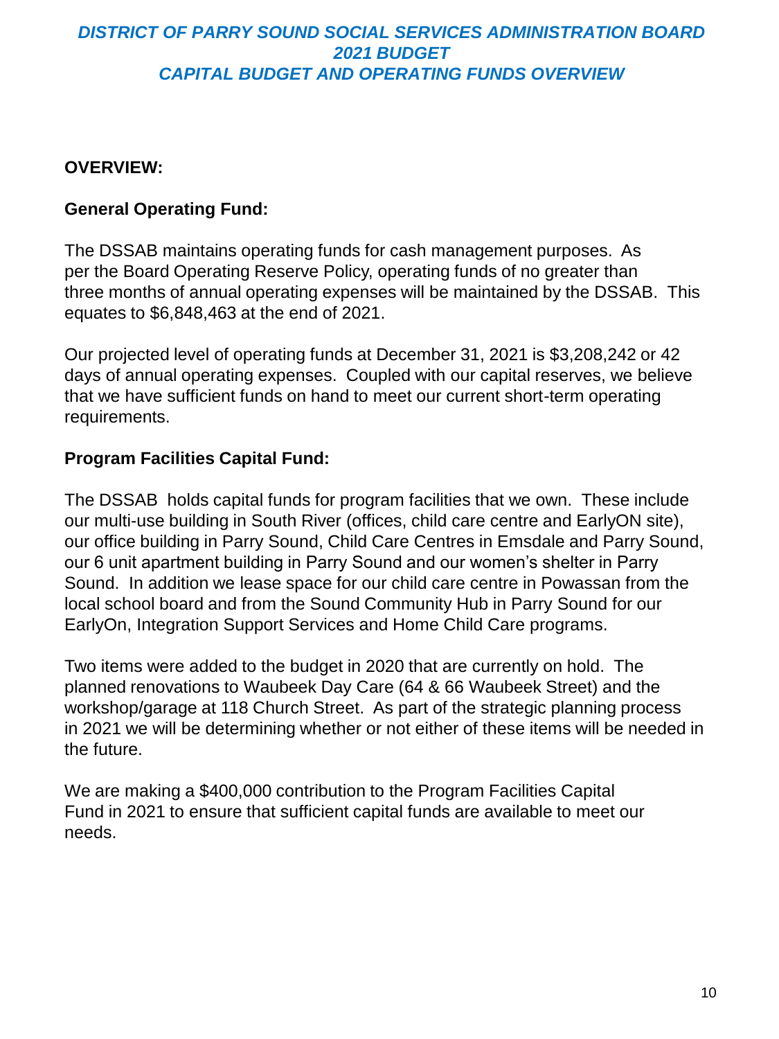# *DISTRICT OF PARRY SOUND SOCIAL SERVICES ADMINISTRATION BOARD*
# *2021 BUDGET*
# *CAPITAL BUDGET AND OPERATING FUNDS OVERVIEW*

**OVERVIEW:**

**General Operating Fund:**

The DSSAB maintains operating funds for cash management purposes. As per the Board Operating Reserve Policy, operating funds of no greater than three months of annual operating expenses will be maintained by the DSSAB. This equates to $6,848,463 at the end of 2021.

Our projected level of operating funds at December 31, 2021 is $3,208,242 or 42 days of annual operating expenses. Coupled with our capital reserves, we believe that we have sufficient funds on hand to meet our current short-term operating requirements.

**Program Facilities Capital Fund:**

The DSSAB holds capital funds for program facilities that we own. These include our multi-use building in South River (offices, child care centre and EarlyON site), our office building in Parry Sound, Child Care Centres in Emsdale and Parry Sound, our 6 unit apartment building in Parry Sound and our women's shelter in Parry Sound. In addition we lease space for our child care centre in Powassan from the local school board and from the Sound Community Hub in Parry Sound for our EarlyOn, Integration Support Services and Home Child Care programs.

Two items were added to the budget in 2020 that are currently on hold. The planned renovations to Waubeek Day Care (64 & 66 Waubeek Street) and the workshop/garage at 118 Church Street. As part of the strategic planning process in 2021 we will be determining whether or not either of these items will be needed in the future.

We are making a $400,000 contribution to the Program Facilities Capital Fund in 2021 to ensure that sufficient capital funds are available to meet our needs.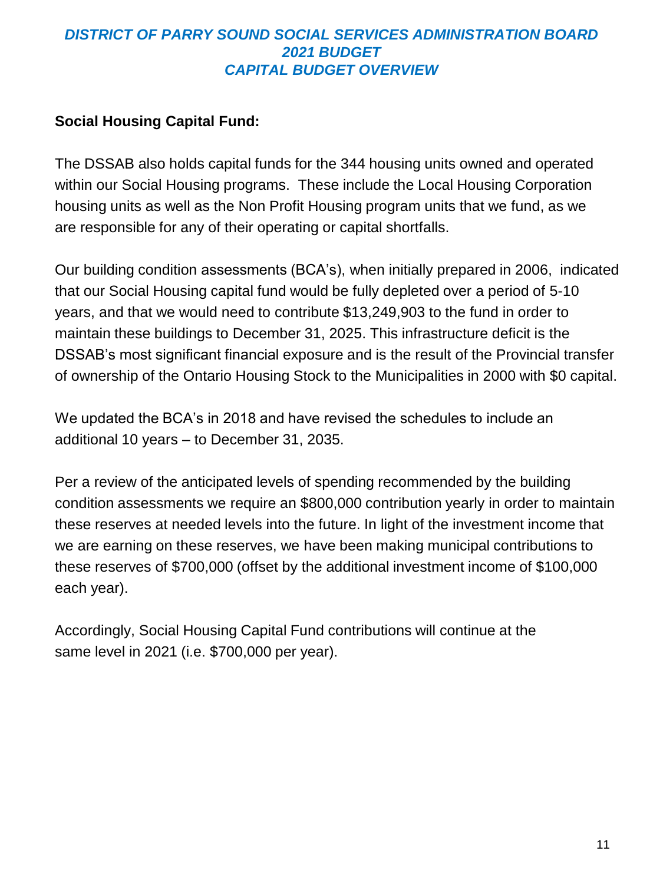# *DISTRICT OF PARRY SOUND SOCIAL SERVICES ADMINISTRATION BOARD*
## *2021 BUDGET*
## *CAPITAL BUDGET OVERVIEW*

**Social Housing Capital Fund:**

The DSSAB also holds capital funds for the 344 housing units owned and operated within our Social Housing programs. These include the Local Housing Corporation housing units as well as the Non Profit Housing program units that we fund, as we are responsible for any of their operating or capital shortfalls.

Our building condition assessments (BCA's), when initially prepared in 2006, indicated that our Social Housing capital fund would be fully depleted over a period of 5-10 years, and that we would need to contribute $13,249,903 to the fund in order to maintain these buildings to December 31, 2025. This infrastructure deficit is the DSSAB's most significant financial exposure and is the result of the Provincial transfer of ownership of the Ontario Housing Stock to the Municipalities in 2000 with $0 capital.

We updated the BCA's in 2018 and have revised the schedules to include an additional 10 years – to December 31, 2035.

Per a review of the anticipated levels of spending recommended by the building condition assessments we require an $800,000 contribution yearly in order to maintain these reserves at needed levels into the future. In light of the investment income that we are earning on these reserves, we have been making municipal contributions to these reserves of $700,000 (offset by the additional investment income of $100,000 each year).

Accordingly, Social Housing Capital Fund contributions will continue at the same level in 2021 (i.e. $700,000 per year).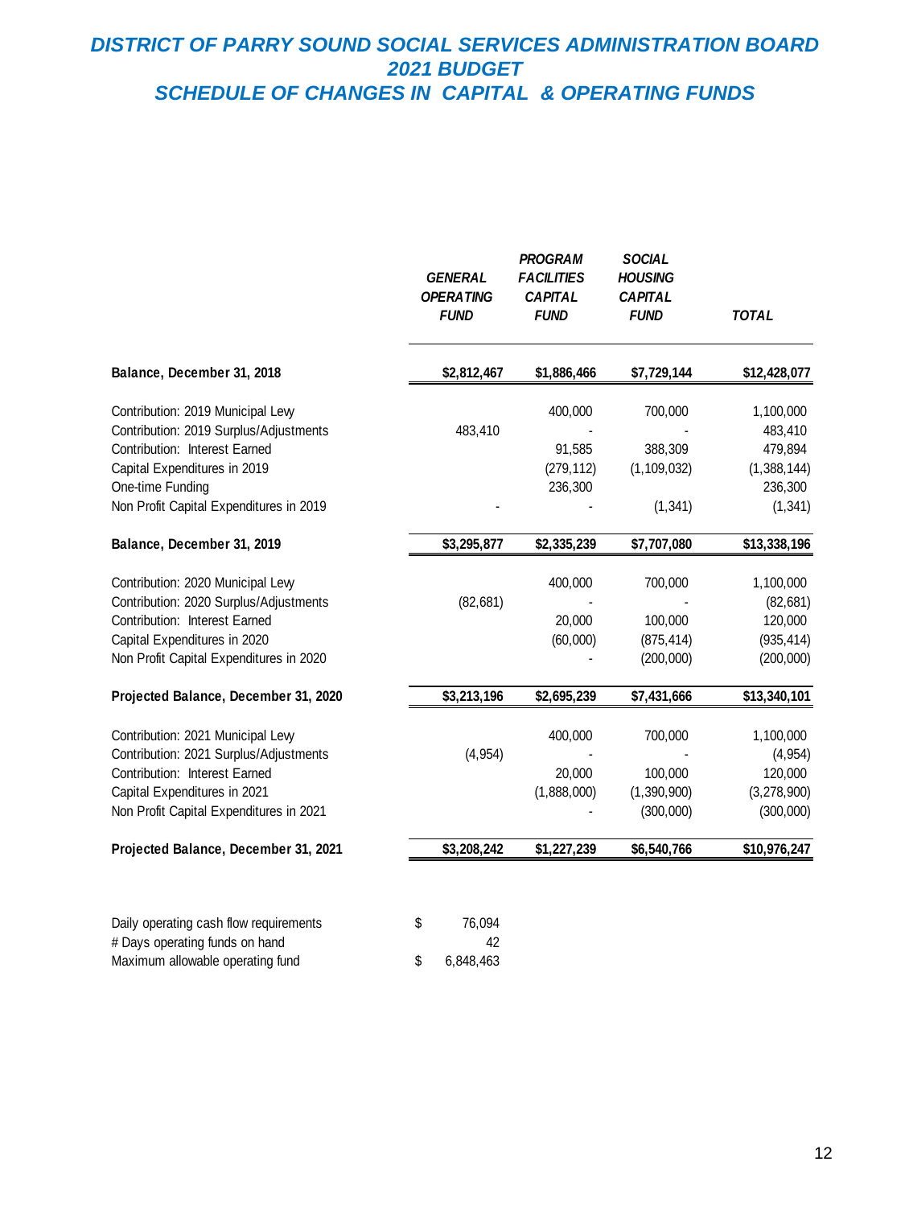# DISTRICT OF PARRY SOUND SOCIAL SERVICES ADMINISTRATION BOARD
## 2021 BUDGET
## SCHEDULE OF CHANGES IN CAPITAL & OPERATING FUNDS

| | GENERAL OPERATING FUND | PROGRAM FACILITIES CAPITAL FUND | SOCIAL HOUSING CAPITAL FUND | TOTAL |
|---|---|---|---|---|
| **Balance, December 31, 2018** | **$2,812,467** | **$1,886,466** | **$7,729,144** | **$12,428,077** |
| Contribution: 2019 Municipal Levy | | 400,000 | 700,000 | 1,100,000 |
| Contribution: 2019 Surplus/Adjustments | 483,410 | - | - | 483,410 |
| Contribution: Interest Earned | | 91,585 | 388,309 | 479,894 |
| Capital Expenditures in 2019 | | (279,112) | (1,109,032) | (1,388,144) |
| One-time Funding | | 236,300 | | 236,300 |
| Non Profit Capital Expenditures in 2019 | - | - | (1,341) | (1,341) |
| **Balance, December 31, 2019** | **$3,295,877** | **$2,335,239** | **$7,707,080** | **$13,338,196** |
| Contribution: 2020 Municipal Levy | | 400,000 | 700,000 | 1,100,000 |
| Contribution: 2020 Surplus/Adjustments | (82,681) | - | - | (82,681) |
| Contribution: Interest Earned | | 20,000 | 100,000 | 120,000 |
| Capital Expenditures in 2020 | | (60,000) | (875,414) | (935,414) |
| Non Profit Capital Expenditures in 2020 | | - | (200,000) | (200,000) |
| **Projected Balance, December 31, 2020** | **$3,213,196** | **$2,695,239** | **$7,431,666** | **$13,340,101** |
| Contribution: 2021 Municipal Levy | | 400,000 | 700,000 | 1,100,000 |
| Contribution: 2021 Surplus/Adjustments | (4,954) | - | - | (4,954) |
| Contribution: Interest Earned | | 20,000 | 100,000 | 120,000 |
| Capital Expenditures in 2021 | | (1,888,000) | (1,390,900) | (3,278,900) |
| Non Profit Capital Expenditures in 2021 | | - | (300,000) | (300,000) |
| **Projected Balance, December 31, 2021** | **$3,208,242** | **$1,227,239** | **$6,540,766** | **$10,976,247** |

| | |
|---|---|
| Daily operating cash flow requirements | $ 76,094 |
| # Days operating funds on hand | 42 |
| Maximum allowable operating fund | $ 6,848,463 |